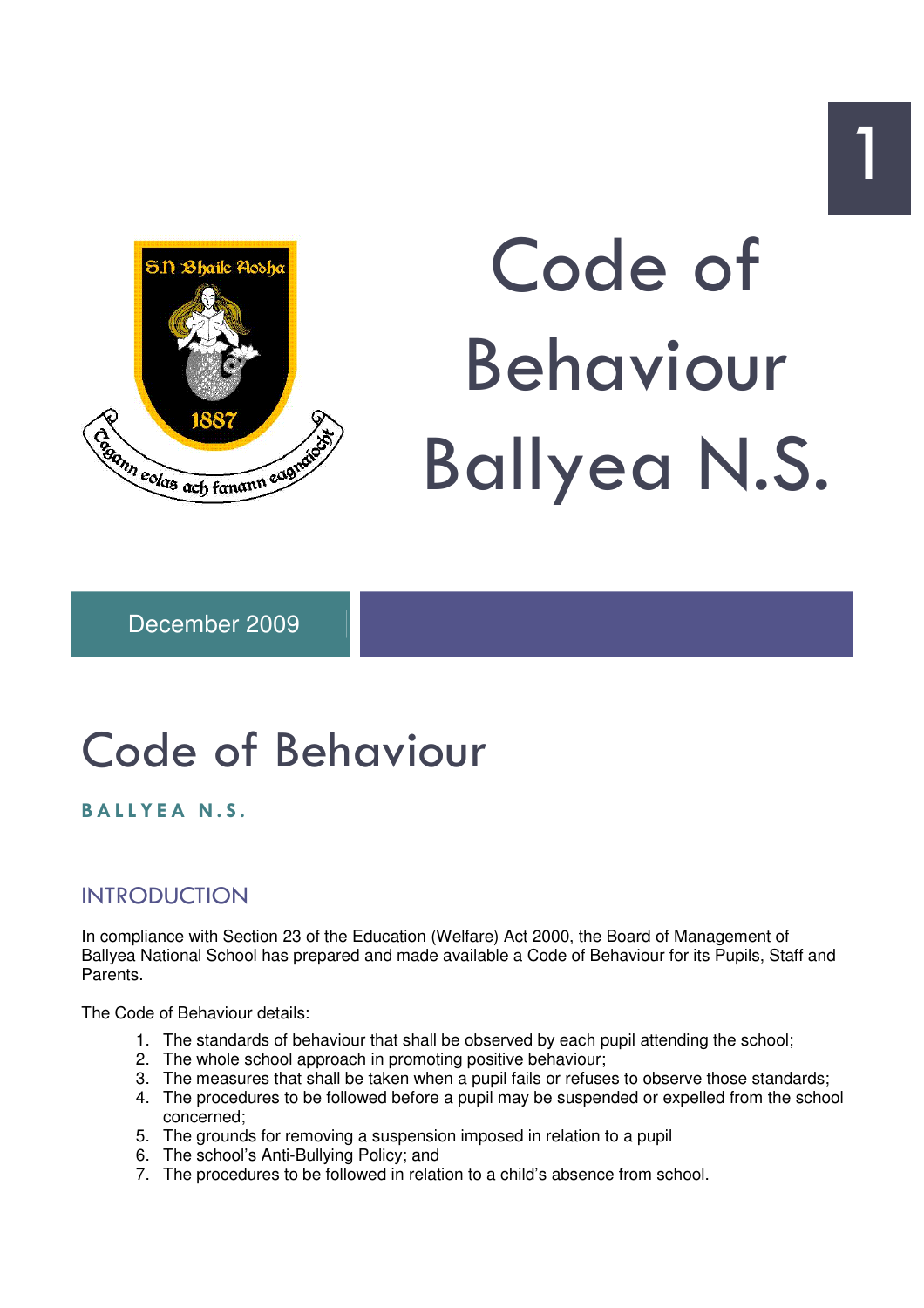# Code of Behaviour Ballyea N.S.

December 2009

# Code of Behaviour

**BALLYEA N.S.**

## INTRODUCTION

In compliance with Section 23 of the Education (Welfare) Act 2000, the Board of Management of Ballyea National School has prepared and made available a Code of Behaviour for its Pupils, Staff and Parents.

The Code of Behaviour details:

1. The standards of behaviour that shall be observed by each pupil attending the school;
2. The whole school approach in promoting positive behaviour;
3. The measures that shall be taken when a pupil fails or refuses to observe those standards;
4. The procedures to be followed before a pupil may be suspended or expelled from the school concerned;
5. The grounds for removing a suspension imposed in relation to a pupil
6. The school's Anti-Bullying Policy; and
7. The procedures to be followed in relation to a child's absence from school.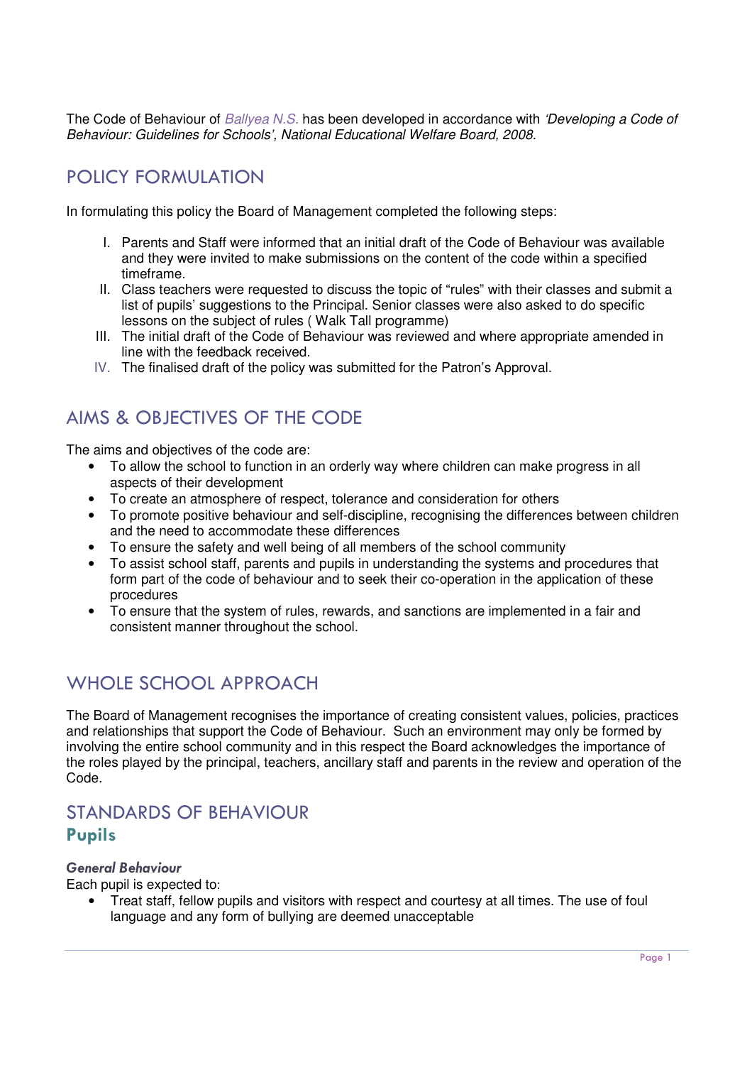The Code of Behaviour of *Ballyea N.S.* has been developed in accordance with *'Developing a Code of Behaviour: Guidelines for Schools', National Educational Welfare Board, 2008*.

## POLICY FORMULATION

In formulating this policy the Board of Management completed the following steps:

I. Parents and Staff were informed that an initial draft of the Code of Behaviour was available and they were invited to make submissions on the content of the code within a specified timeframe.
II. Class teachers were requested to discuss the topic of "rules" with their classes and submit a list of pupils' suggestions to the Principal. Senior classes were also asked to do specific lessons on the subject of rules ( Walk Tall programme)
III. The initial draft of the Code of Behaviour was reviewed and where appropriate amended in line with the feedback received.
IV. The finalised draft of the policy was submitted for the Patron's Approval.

## AIMS & OBJECTIVES OF THE CODE

The aims and objectives of the code are:

- To allow the school to function in an orderly way where children can make progress in all aspects of their development
- To create an atmosphere of respect, tolerance and consideration for others
- To promote positive behaviour and self-discipline, recognising the differences between children and the need to accommodate these differences
- To ensure the safety and well being of all members of the school community
- To assist school staff, parents and pupils in understanding the systems and procedures that form part of the code of behaviour and to seek their co-operation in the application of these procedures
- To ensure that the system of rules, rewards, and sanctions are implemented in a fair and consistent manner throughout the school.

## WHOLE SCHOOL APPROACH

The Board of Management recognises the importance of creating consistent values, policies, practices and relationships that support the Code of Behaviour. Such an environment may only be formed by involving the entire school community and in this respect the Board acknowledges the importance of the roles played by the principal, teachers, ancillary staff and parents in the review and operation of the Code.

## STANDARDS OF BEHAVIOUR

### Pupils

#### *General Behaviour*

Each pupil is expected to:

- Treat staff, fellow pupils and visitors with respect and courtesy at all times. The use of foul language and any form of bullying are deemed unacceptable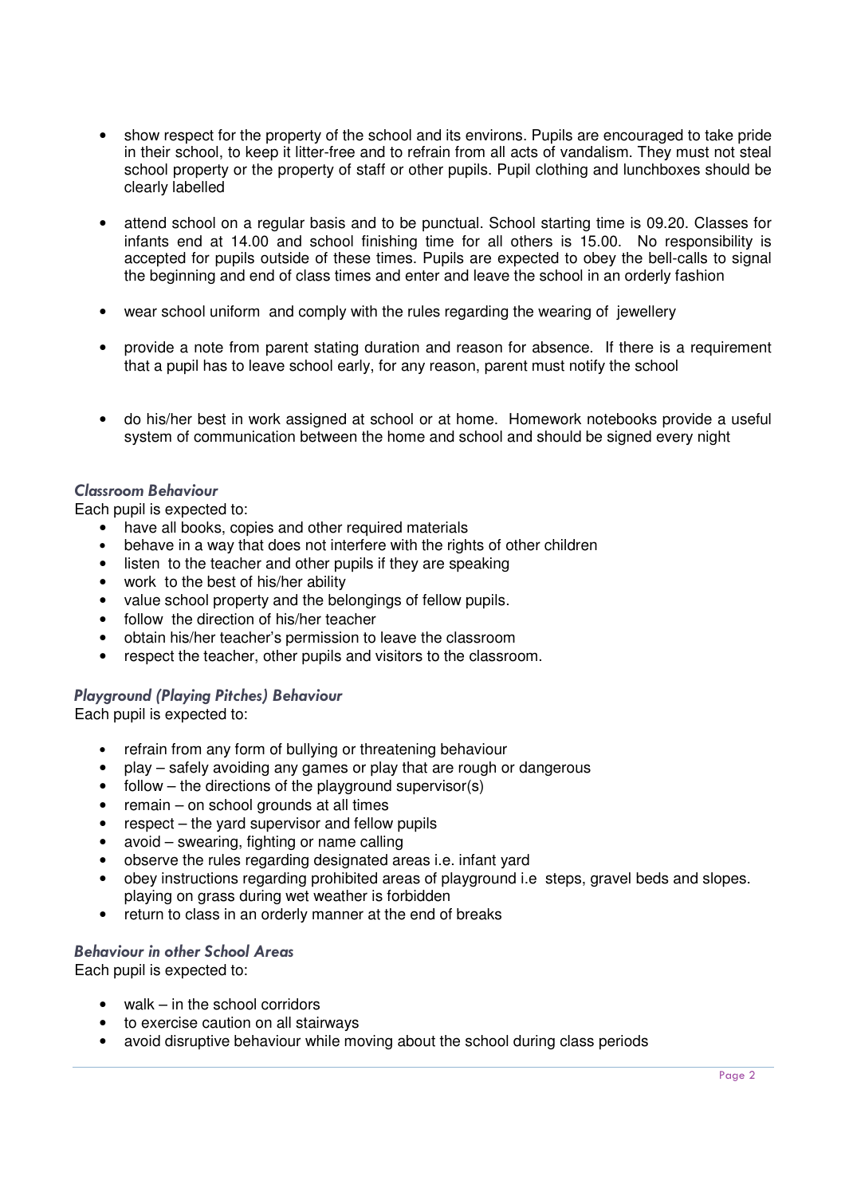- show respect for the property of the school and its environs. Pupils are encouraged to take pride in their school, to keep it litter-free and to refrain from all acts of vandalism. They must not steal school property or the property of staff or other pupils. Pupil clothing and lunchboxes should be clearly labelled
- attend school on a regular basis and to be punctual. School starting time is 09.20. Classes for infants end at 14.00 and school finishing time for all others is 15.00. No responsibility is accepted for pupils outside of these times. Pupils are expected to obey the bell-calls to signal the beginning and end of class times and enter and leave the school in an orderly fashion
- wear school uniform and comply with the rules regarding the wearing of jewellery
- provide a note from parent stating duration and reason for absence. If there is a requirement that a pupil has to leave school early, for any reason, parent must notify the school
- do his/her best in work assigned at school or at home. Homework notebooks provide a useful system of communication between the home and school and should be signed every night

### *Classroom Behaviour*

Each pupil is expected to:

- have all books, copies and other required materials
- behave in a way that does not interfere with the rights of other children
- listen to the teacher and other pupils if they are speaking
- work to the best of his/her ability
- value school property and the belongings of fellow pupils.
- follow the direction of his/her teacher
- obtain his/her teacher's permission to leave the classroom
- respect the teacher, other pupils and visitors to the classroom.

### *Playground (Playing Pitches) Behaviour*

Each pupil is expected to:

- refrain from any form of bullying or threatening behaviour
- play – safely avoiding any games or play that are rough or dangerous
- follow – the directions of the playground supervisor(s)
- remain – on school grounds at all times
- respect – the yard supervisor and fellow pupils
- avoid – swearing, fighting or name calling
- observe the rules regarding designated areas i.e. infant yard
- obey instructions regarding prohibited areas of playground i.e steps, gravel beds and slopes. playing on grass during wet weather is forbidden
- return to class in an orderly manner at the end of breaks

### *Behaviour in other School Areas*

Each pupil is expected to:

- walk – in the school corridors
- to exercise caution on all stairways
- avoid disruptive behaviour while moving about the school during class periods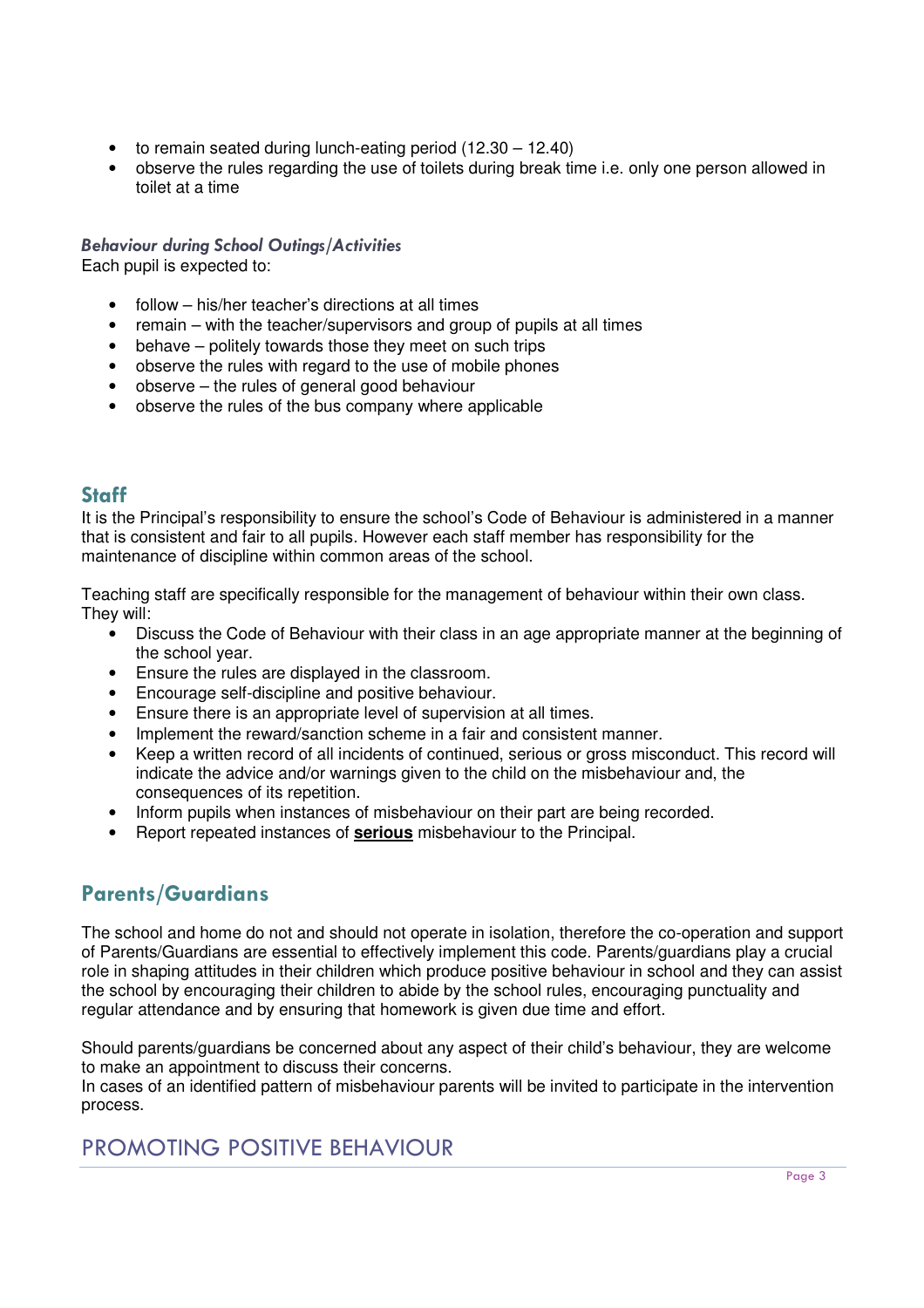- to remain seated during lunch-eating period (12.30 – 12.40)
- observe the rules regarding the use of toilets during break time i.e. only one person allowed in toilet at a time

***Behaviour during School Outings/Activities***

Each pupil is expected to:

- follow – his/her teacher's directions at all times
- remain – with the teacher/supervisors and group of pupils at all times
- behave – politely towards those they meet on such trips
- observe the rules with regard to the use of mobile phones
- observe – the rules of general good behaviour
- observe the rules of the bus company where applicable

## Staff

It is the Principal's responsibility to ensure the school's Code of Behaviour is administered in a manner that is consistent and fair to all pupils. However each staff member has responsibility for the maintenance of discipline within common areas of the school.

Teaching staff are specifically responsible for the management of behaviour within their own class. They will:

- Discuss the Code of Behaviour with their class in an age appropriate manner at the beginning of the school year.
- Ensure the rules are displayed in the classroom.
- Encourage self-discipline and positive behaviour.
- Ensure there is an appropriate level of supervision at all times.
- Implement the reward/sanction scheme in a fair and consistent manner.
- Keep a written record of all incidents of continued, serious or gross misconduct. This record will indicate the advice and/or warnings given to the child on the misbehaviour and, the consequences of its repetition.
- Inform pupils when instances of misbehaviour on their part are being recorded.
- Report repeated instances of **serious** misbehaviour to the Principal.

## Parents/Guardians

The school and home do not and should not operate in isolation, therefore the co-operation and support of Parents/Guardians are essential to effectively implement this code. Parents/guardians play a crucial role in shaping attitudes in their children which produce positive behaviour in school and they can assist the school by encouraging their children to abide by the school rules, encouraging punctuality and regular attendance and by ensuring that homework is given due time and effort.

Should parents/guardians be concerned about any aspect of their child's behaviour, they are welcome to make an appointment to discuss their concerns.
In cases of an identified pattern of misbehaviour parents will be invited to participate in the intervention process.

# PROMOTING POSITIVE BEHAVIOUR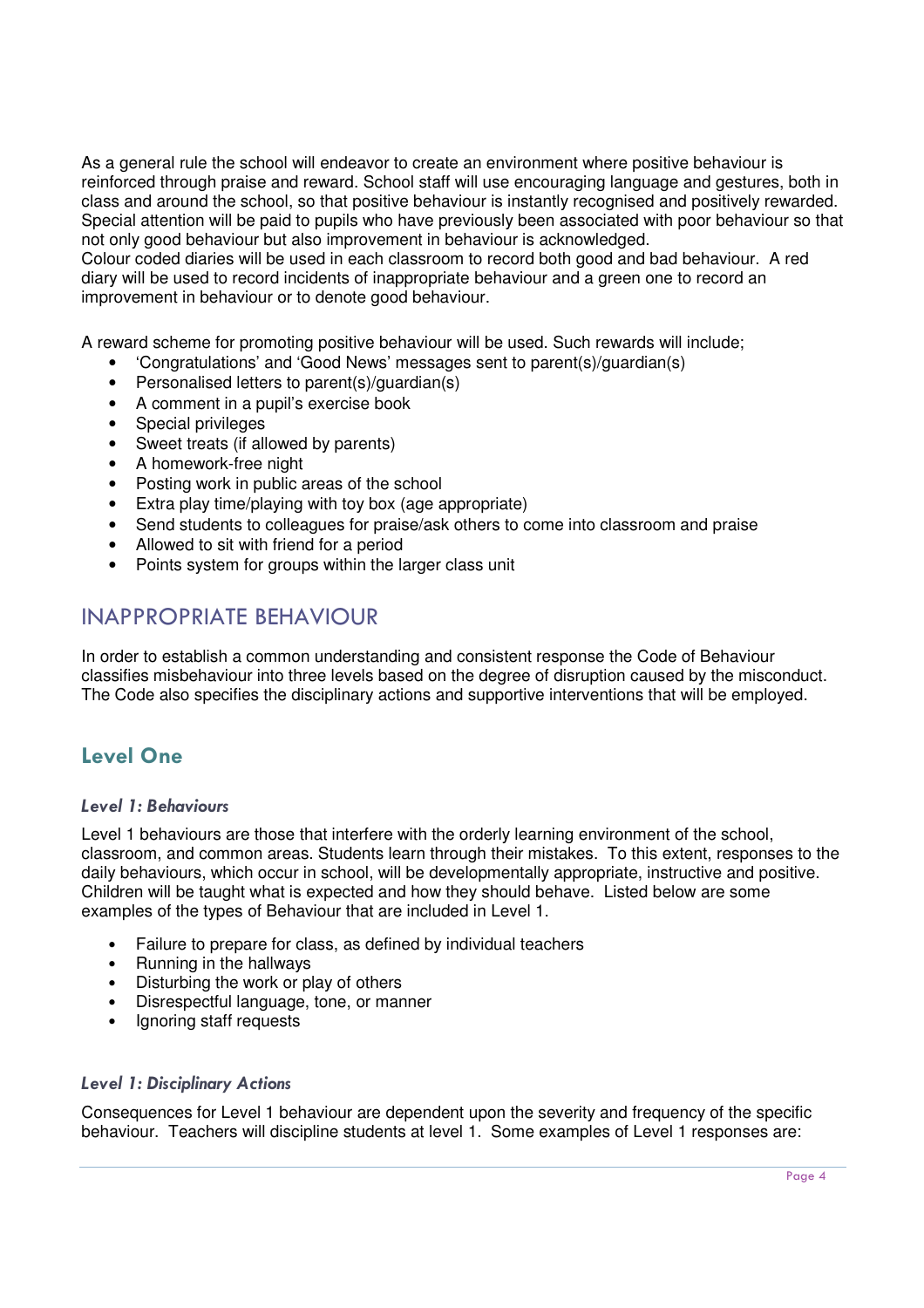As a general rule the school will endeavor to create an environment where positive behaviour is reinforced through praise and reward. School staff will use encouraging language and gestures, both in class and around the school, so that positive behaviour is instantly recognised and positively rewarded. Special attention will be paid to pupils who have previously been associated with poor behaviour so that not only good behaviour but also improvement in behaviour is acknowledged.
Colour coded diaries will be used in each classroom to record both good and bad behaviour. A red diary will be used to record incidents of inappropriate behaviour and a green one to record an improvement in behaviour or to denote good behaviour.

A reward scheme for promoting positive behaviour will be used. Such rewards will include;

- 'Congratulations' and 'Good News' messages sent to parent(s)/guardian(s)
- Personalised letters to parent(s)/guardian(s)
- A comment in a pupil's exercise book
- Special privileges
- Sweet treats (if allowed by parents)
- A homework-free night
- Posting work in public areas of the school
- Extra play time/playing with toy box (age appropriate)
- Send students to colleagues for praise/ask others to come into classroom and praise
- Allowed to sit with friend for a period
- Points system for groups within the larger class unit

## INAPPROPRIATE BEHAVIOUR

In order to establish a common understanding and consistent response the Code of Behaviour classifies misbehaviour into three levels based on the degree of disruption caused by the misconduct. The Code also specifies the disciplinary actions and supportive interventions that will be employed.

### Level One

#### *Level 1: Behaviours*

Level 1 behaviours are those that interfere with the orderly learning environment of the school, classroom, and common areas. Students learn through their mistakes. To this extent, responses to the daily behaviours, which occur in school, will be developmentally appropriate, instructive and positive. Children will be taught what is expected and how they should behave. Listed below are some examples of the types of Behaviour that are included in Level 1.

- Failure to prepare for class, as defined by individual teachers
- Running in the hallways
- Disturbing the work or play of others
- Disrespectful language, tone, or manner
- Ignoring staff requests

#### *Level 1: Disciplinary Actions*

Consequences for Level 1 behaviour are dependent upon the severity and frequency of the specific behaviour. Teachers will discipline students at level 1. Some examples of Level 1 responses are: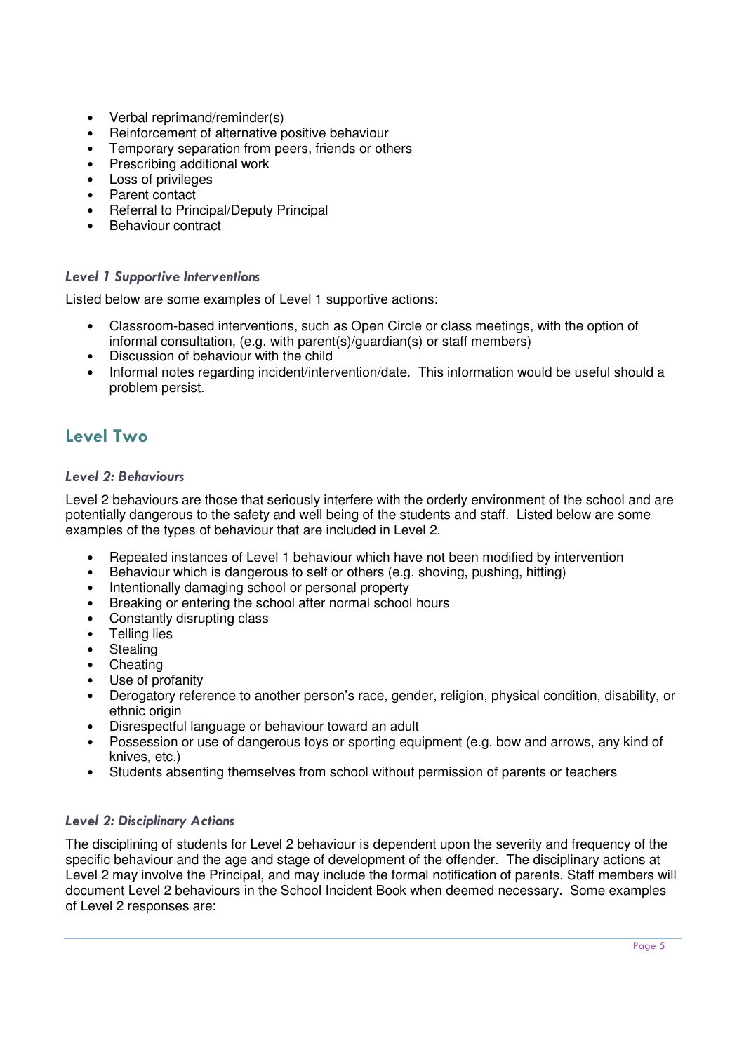- Verbal reprimand/reminder(s)
- Reinforcement of alternative positive behaviour
- Temporary separation from peers, friends or others
- Prescribing additional work
- Loss of privileges
- Parent contact
- Referral to Principal/Deputy Principal
- Behaviour contract

### *Level 1 Supportive Interventions*

Listed below are some examples of Level 1 supportive actions:

- Classroom-based interventions, such as Open Circle or class meetings, with the option of informal consultation, (e.g. with parent(s)/guardian(s) or staff members)
- Discussion of behaviour with the child
- Informal notes regarding incident/intervention/date. This information would be useful should a problem persist.

## Level Two

### *Level 2: Behaviours*

Level 2 behaviours are those that seriously interfere with the orderly environment of the school and are potentially dangerous to the safety and well being of the students and staff. Listed below are some examples of the types of behaviour that are included in Level 2.

- Repeated instances of Level 1 behaviour which have not been modified by intervention
- Behaviour which is dangerous to self or others (e.g. shoving, pushing, hitting)
- Intentionally damaging school or personal property
- Breaking or entering the school after normal school hours
- Constantly disrupting class
- Telling lies
- Stealing
- Cheating
- Use of profanity
- Derogatory reference to another person's race, gender, religion, physical condition, disability, or ethnic origin
- Disrespectful language or behaviour toward an adult
- Possession or use of dangerous toys or sporting equipment (e.g. bow and arrows, any kind of knives, etc.)
- Students absenting themselves from school without permission of parents or teachers

### *Level 2: Disciplinary Actions*

The disciplining of students for Level 2 behaviour is dependent upon the severity and frequency of the specific behaviour and the age and stage of development of the offender. The disciplinary actions at Level 2 may involve the Principal, and may include the formal notification of parents. Staff members will document Level 2 behaviours in the School Incident Book when deemed necessary. Some examples of Level 2 responses are: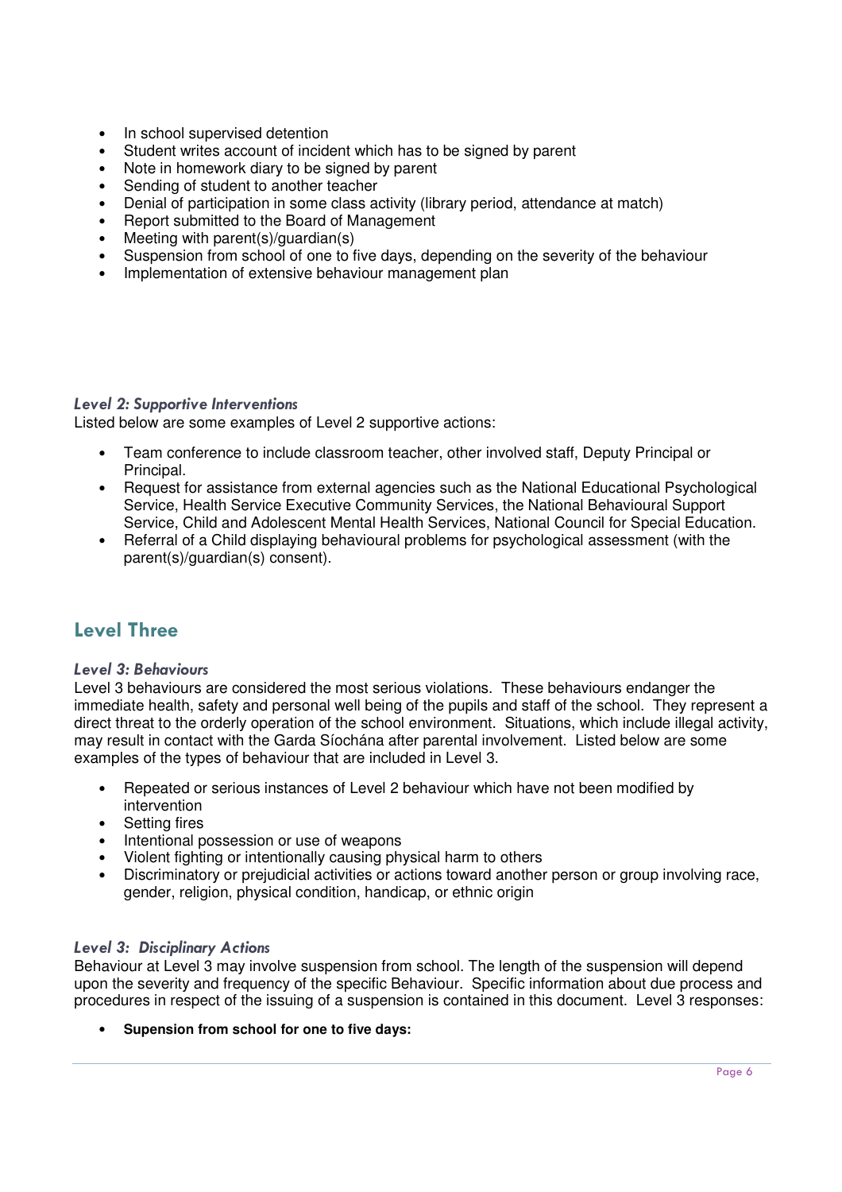- In school supervised detention
- Student writes account of incident which has to be signed by parent
- Note in homework diary to be signed by parent
- Sending of student to another teacher
- Denial of participation in some class activity (library period, attendance at match)
- Report submitted to the Board of Management
- Meeting with parent(s)/guardian(s)
- Suspension from school of one to five days, depending on the severity of the behaviour
- Implementation of extensive behaviour management plan

### *Level 2: Supportive Interventions*

Listed below are some examples of Level 2 supportive actions:

- Team conference to include classroom teacher, other involved staff, Deputy Principal or Principal.
- Request for assistance from external agencies such as the National Educational Psychological Service, Health Service Executive Community Services, the National Behavioural Support Service, Child and Adolescent Mental Health Services, National Council for Special Education.
- Referral of a Child displaying behavioural problems for psychological assessment (with the parent(s)/guardian(s) consent).

## Level Three

### *Level 3: Behaviours*

Level 3 behaviours are considered the most serious violations. These behaviours endanger the immediate health, safety and personal well being of the pupils and staff of the school. They represent a direct threat to the orderly operation of the school environment. Situations, which include illegal activity, may result in contact with the Garda Síochána after parental involvement. Listed below are some examples of the types of behaviour that are included in Level 3.

- Repeated or serious instances of Level 2 behaviour which have not been modified by intervention
- Setting fires
- Intentional possession or use of weapons
- Violent fighting or intentionally causing physical harm to others
- Discriminatory or prejudicial activities or actions toward another person or group involving race, gender, religion, physical condition, handicap, or ethnic origin

### *Level 3: Disciplinary Actions*

Behaviour at Level 3 may involve suspension from school. The length of the suspension will depend upon the severity and frequency of the specific Behaviour. Specific information about due process and procedures in respect of the issuing of a suspension is contained in this document. Level 3 responses:

- **Supension from school for one to five days:**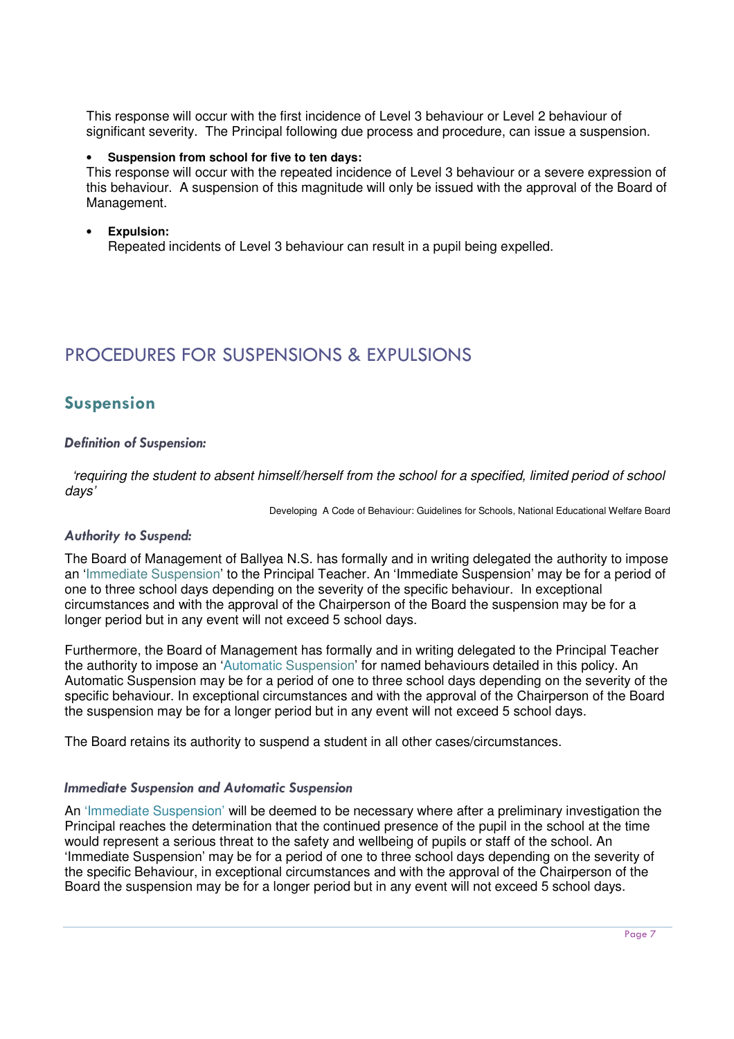This response will occur with the first incidence of Level 3 behaviour or Level 2 behaviour of significant severity. The Principal following due process and procedure, can issue a suspension.

- **Suspension from school for five to ten days:**

This response will occur with the repeated incidence of Level 3 behaviour or a severe expression of this behaviour. A suspension of this magnitude will only be issued with the approval of the Board of Management.

- **Expulsion:**
  Repeated incidents of Level 3 behaviour can result in a pupil being expelled.

# PROCEDURES FOR SUSPENSIONS & EXPULSIONS

## Suspension

### *Definition of Suspension:*

*'requiring the student to absent himself/herself from the school for a specified, limited period of school days'*

Developing A Code of Behaviour: Guidelines for Schools, National Educational Welfare Board

### *Authority to Suspend:*

The Board of Management of Ballyea N.S. has formally and in writing delegated the authority to impose an 'Immediate Suspension' to the Principal Teacher. An 'Immediate Suspension' may be for a period of one to three school days depending on the severity of the specific behaviour. In exceptional circumstances and with the approval of the Chairperson of the Board the suspension may be for a longer period but in any event will not exceed 5 school days.

Furthermore, the Board of Management has formally and in writing delegated to the Principal Teacher the authority to impose an 'Automatic Suspension' for named behaviours detailed in this policy. An Automatic Suspension may be for a period of one to three school days depending on the severity of the specific behaviour. In exceptional circumstances and with the approval of the Chairperson of the Board the suspension may be for a longer period but in any event will not exceed 5 school days.

The Board retains its authority to suspend a student in all other cases/circumstances.

### *Immediate Suspension and Automatic Suspension*

An 'Immediate Suspension' will be deemed to be necessary where after a preliminary investigation the Principal reaches the determination that the continued presence of the pupil in the school at the time would represent a serious threat to the safety and wellbeing of pupils or staff of the school. An 'Immediate Suspension' may be for a period of one to three school days depending on the severity of the specific Behaviour, in exceptional circumstances and with the approval of the Chairperson of the Board the suspension may be for a longer period but in any event will not exceed 5 school days.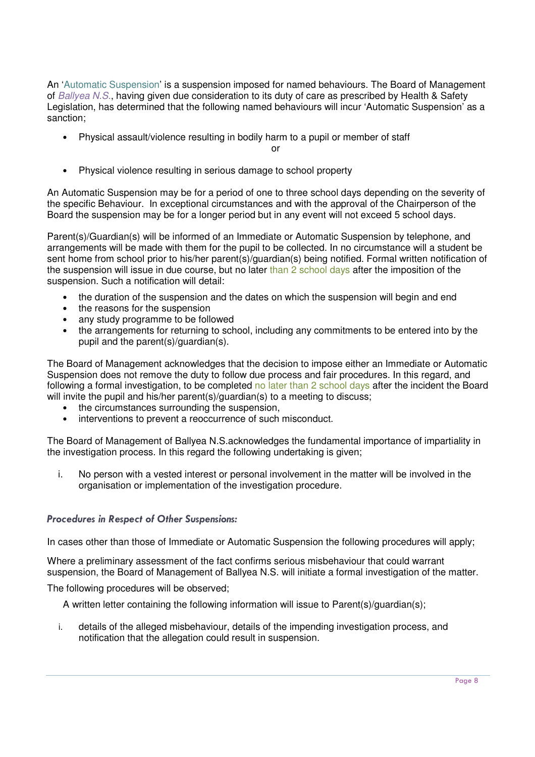An 'Automatic Suspension' is a suspension imposed for named behaviours. The Board of Management of *Ballyea N.S.*, having given due consideration to its duty of care as prescribed by Health & Safety Legislation, has determined that the following named behaviours will incur 'Automatic Suspension' as a sanction;

- Physical assault/violence resulting in bodily harm to a pupil or member of staff

  or

- Physical violence resulting in serious damage to school property

An Automatic Suspension may be for a period of one to three school days depending on the severity of the specific Behaviour. In exceptional circumstances and with the approval of the Chairperson of the Board the suspension may be for a longer period but in any event will not exceed 5 school days.

Parent(s)/Guardian(s) will be informed of an Immediate or Automatic Suspension by telephone, and arrangements will be made with them for the pupil to be collected. In no circumstance will a student be sent home from school prior to his/her parent(s)/guardian(s) being notified. Formal written notification of the suspension will issue in due course, but no later than 2 school days after the imposition of the suspension. Such a notification will detail:

- the duration of the suspension and the dates on which the suspension will begin and end
- the reasons for the suspension
- any study programme to be followed
- the arrangements for returning to school, including any commitments to be entered into by the pupil and the parent(s)/guardian(s).

The Board of Management acknowledges that the decision to impose either an Immediate or Automatic Suspension does not remove the duty to follow due process and fair procedures. In this regard, and following a formal investigation, to be completed no later than 2 school days after the incident the Board will invite the pupil and his/her parent(s)/guardian(s) to a meeting to discuss;

- the circumstances surrounding the suspension,
- interventions to prevent a reoccurrence of such misconduct.

The Board of Management of Ballyea N.S.acknowledges the fundamental importance of impartiality in the investigation process. In this regard the following undertaking is given;

i. No person with a vested interest or personal involvement in the matter will be involved in the organisation or implementation of the investigation procedure.

### *Procedures in Respect of Other Suspensions:*

In cases other than those of Immediate or Automatic Suspension the following procedures will apply;

Where a preliminary assessment of the fact confirms serious misbehaviour that could warrant suspension, the Board of Management of Ballyea N.S. will initiate a formal investigation of the matter.

The following procedures will be observed;

A written letter containing the following information will issue to Parent(s)/guardian(s);

i. details of the alleged misbehaviour, details of the impending investigation process, and notification that the allegation could result in suspension.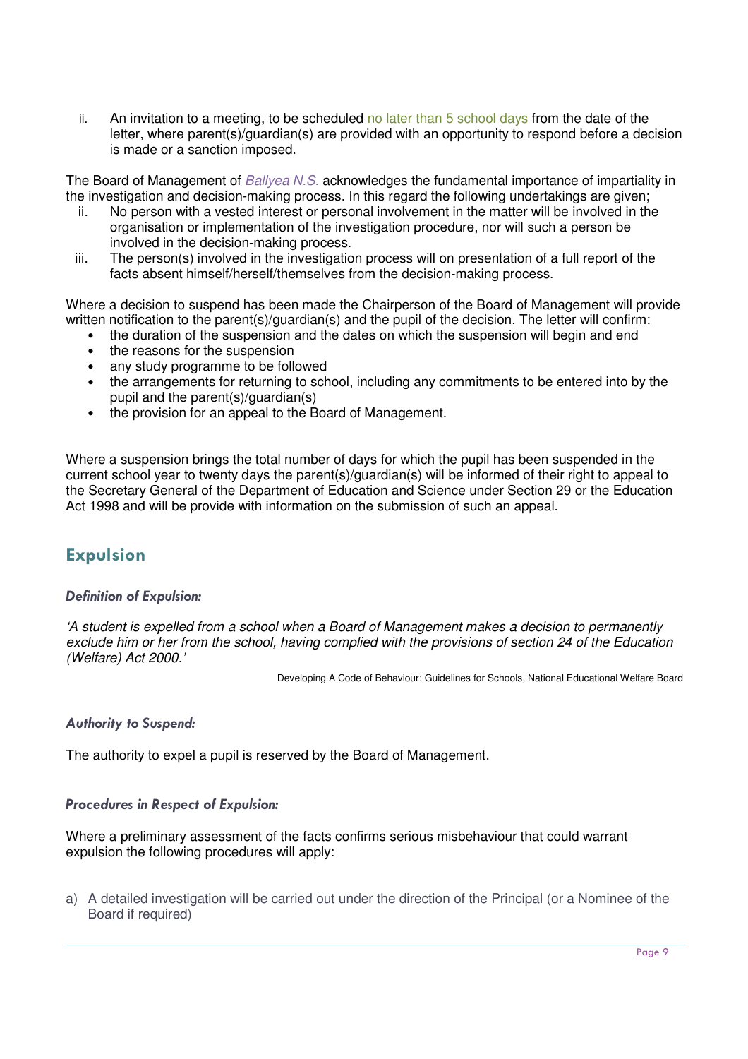ii. An invitation to a meeting, to be scheduled no later than 5 school days from the date of the letter, where parent(s)/guardian(s) are provided with an opportunity to respond before a decision is made or a sanction imposed.

The Board of Management of *Ballyea N.S.* acknowledges the fundamental importance of impartiality in the investigation and decision-making process. In this regard the following undertakings are given;

ii. No person with a vested interest or personal involvement in the matter will be involved in the organisation or implementation of the investigation procedure, nor will such a person be involved in the decision-making process.

iii. The person(s) involved in the investigation process will on presentation of a full report of the facts absent himself/herself/themselves from the decision-making process.

Where a decision to suspend has been made the Chairperson of the Board of Management will provide written notification to the parent(s)/guardian(s) and the pupil of the decision. The letter will confirm:

- the duration of the suspension and the dates on which the suspension will begin and end
- the reasons for the suspension
- any study programme to be followed
- the arrangements for returning to school, including any commitments to be entered into by the pupil and the parent(s)/guardian(s)
- the provision for an appeal to the Board of Management.

Where a suspension brings the total number of days for which the pupil has been suspended in the current school year to twenty days the parent(s)/guardian(s) will be informed of their right to appeal to the Secretary General of the Department of Education and Science under Section 29 or the Education Act 1998 and will be provide with information on the submission of such an appeal.

## Expulsion

### *Definition of Expulsion:*

*'A student is expelled from a school when a Board of Management makes a decision to permanently exclude him or her from the school, having complied with the provisions of section 24 of the Education (Welfare) Act 2000.'*

Developing A Code of Behaviour: Guidelines for Schools, National Educational Welfare Board

### *Authority to Suspend:*

The authority to expel a pupil is reserved by the Board of Management.

### *Procedures in Respect of Expulsion:*

Where a preliminary assessment of the facts confirms serious misbehaviour that could warrant expulsion the following procedures will apply:

a) A detailed investigation will be carried out under the direction of the Principal (or a Nominee of the Board if required)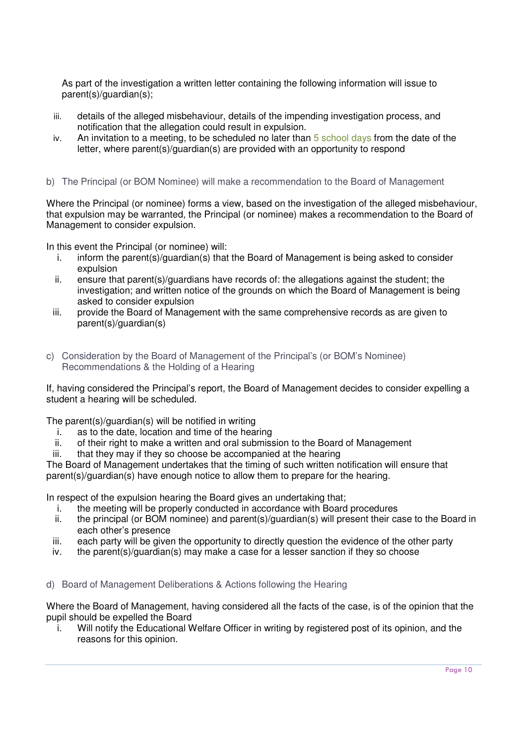As part of the investigation a written letter containing the following information will issue to parent(s)/guardian(s);

iii. details of the alleged misbehaviour, details of the impending investigation process, and notification that the allegation could result in expulsion.
iv. An invitation to a meeting, to be scheduled no later than 5 school days from the date of the letter, where parent(s)/guardian(s) are provided with an opportunity to respond

### b) The Principal (or BOM Nominee) will make a recommendation to the Board of Management

Where the Principal (or nominee) forms a view, based on the investigation of the alleged misbehaviour, that expulsion may be warranted, the Principal (or nominee) makes a recommendation to the Board of Management to consider expulsion.

In this event the Principal (or nominee) will:

i. inform the parent(s)/guardian(s) that the Board of Management is being asked to consider expulsion
ii. ensure that parent(s)/guardians have records of: the allegations against the student; the investigation; and written notice of the grounds on which the Board of Management is being asked to consider expulsion
iii. provide the Board of Management with the same comprehensive records as are given to parent(s)/guardian(s)

### c) Consideration by the Board of Management of the Principal's (or BOM's Nominee) Recommendations & the Holding of a Hearing

If, having considered the Principal's report, the Board of Management decides to consider expelling a student a hearing will be scheduled.

The parent(s)/guardian(s) will be notified in writing

i. as to the date, location and time of the hearing
ii. of their right to make a written and oral submission to the Board of Management
iii. that they may if they so choose be accompanied at the hearing

The Board of Management undertakes that the timing of such written notification will ensure that parent(s)/guardian(s) have enough notice to allow them to prepare for the hearing.

In respect of the expulsion hearing the Board gives an undertaking that;

i. the meeting will be properly conducted in accordance with Board procedures
ii. the principal (or BOM nominee) and parent(s)/guardian(s) will present their case to the Board in each other's presence
iii. each party will be given the opportunity to directly question the evidence of the other party
iv. the parent(s)/guardian(s) may make a case for a lesser sanction if they so choose

### d) Board of Management Deliberations & Actions following the Hearing

Where the Board of Management, having considered all the facts of the case, is of the opinion that the pupil should be expelled the Board

i. Will notify the Educational Welfare Officer in writing by registered post of its opinion, and the reasons for this opinion.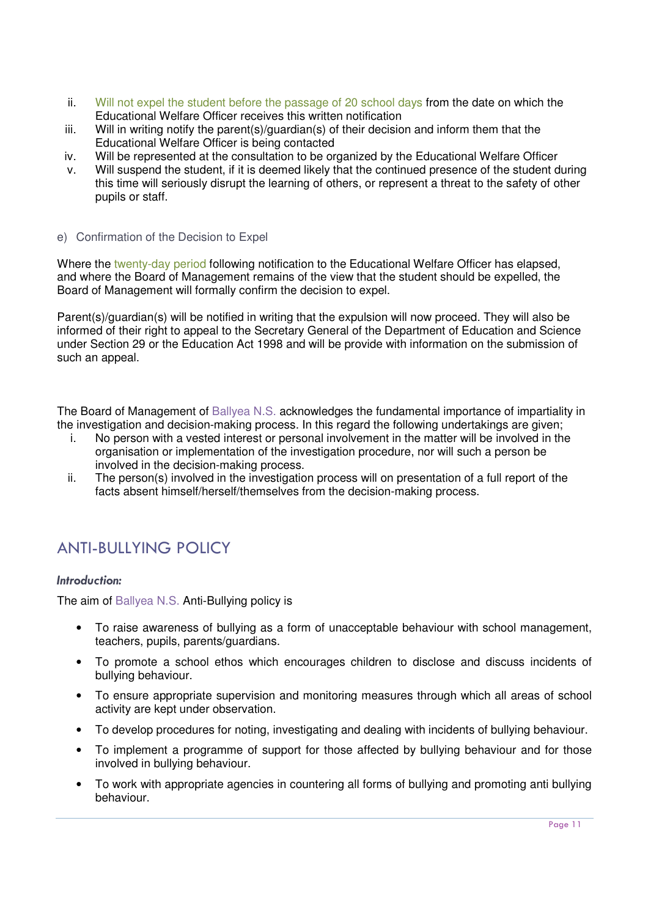ii. Will not expel the student before the passage of 20 school days from the date on which the Educational Welfare Officer receives this written notification
iii. Will in writing notify the parent(s)/guardian(s) of their decision and inform them that the Educational Welfare Officer is being contacted
iv. Will be represented at the consultation to be organized by the Educational Welfare Officer
v. Will suspend the student, if it is deemed likely that the continued presence of the student during this time will seriously disrupt the learning of others, or represent a threat to the safety of other pupils or staff.

e) Confirmation of the Decision to Expel

Where the twenty-day period following notification to the Educational Welfare Officer has elapsed, and where the Board of Management remains of the view that the student should be expelled, the Board of Management will formally confirm the decision to expel.

Parent(s)/guardian(s) will be notified in writing that the expulsion will now proceed. They will also be informed of their right to appeal to the Secretary General of the Department of Education and Science under Section 29 or the Education Act 1998 and will be provide with information on the submission of such an appeal.

The Board of Management of Ballyea N.S. acknowledges the fundamental importance of impartiality in the investigation and decision-making process. In this regard the following undertakings are given;

i. No person with a vested interest or personal involvement in the matter will be involved in the organisation or implementation of the investigation procedure, nor will such a person be involved in the decision-making process.
ii. The person(s) involved in the investigation process will on presentation of a full report of the facts absent himself/herself/themselves from the decision-making process.

## ANTI-BULLYING POLICY

***Introduction:***

The aim of Ballyea N.S. Anti-Bullying policy is

- To raise awareness of bullying as a form of unacceptable behaviour with school management, teachers, pupils, parents/guardians.
- To promote a school ethos which encourages children to disclose and discuss incidents of bullying behaviour.
- To ensure appropriate supervision and monitoring measures through which all areas of school activity are kept under observation.
- To develop procedures for noting, investigating and dealing with incidents of bullying behaviour.
- To implement a programme of support for those affected by bullying behaviour and for those involved in bullying behaviour.
- To work with appropriate agencies in countering all forms of bullying and promoting anti bullying behaviour.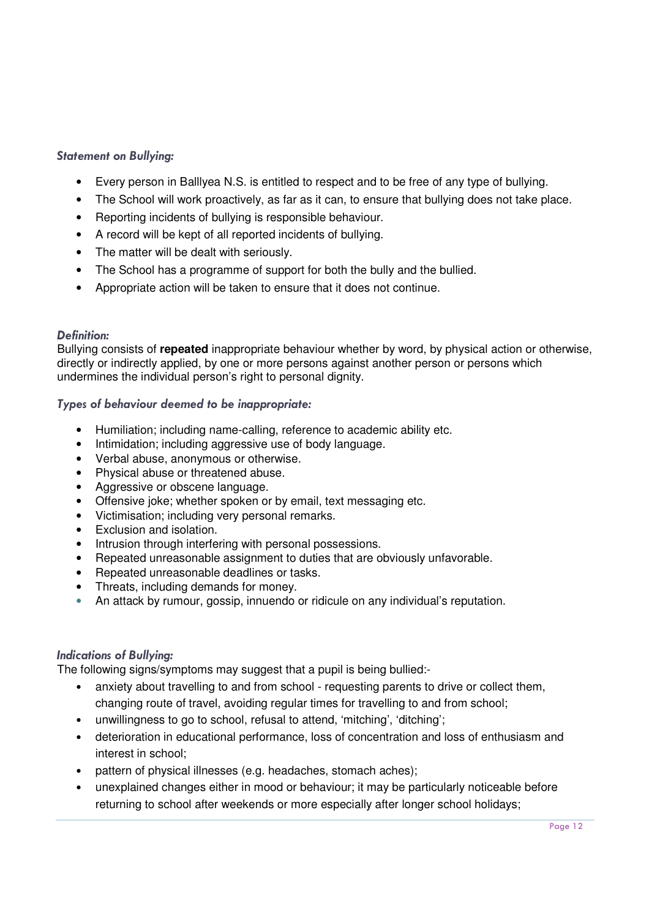### *Statement on Bullying:*

- Every person in Balllyea N.S. is entitled to respect and to be free of any type of bullying.
- The School will work proactively, as far as it can, to ensure that bullying does not take place.
- Reporting incidents of bullying is responsible behaviour.
- A record will be kept of all reported incidents of bullying.
- The matter will be dealt with seriously.
- The School has a programme of support for both the bully and the bullied.
- Appropriate action will be taken to ensure that it does not continue.

### *Definition:*

Bullying consists of **repeated** inappropriate behaviour whether by word, by physical action or otherwise, directly or indirectly applied, by one or more persons against another person or persons which undermines the individual person's right to personal dignity.

### *Types of behaviour deemed to be inappropriate:*

- Humiliation; including name-calling, reference to academic ability etc.
- Intimidation; including aggressive use of body language.
- Verbal abuse, anonymous or otherwise.
- Physical abuse or threatened abuse.
- Aggressive or obscene language.
- Offensive joke; whether spoken or by email, text messaging etc.
- Victimisation; including very personal remarks.
- Exclusion and isolation.
- Intrusion through interfering with personal possessions.
- Repeated unreasonable assignment to duties that are obviously unfavorable.
- Repeated unreasonable deadlines or tasks.
- Threats, including demands for money.
- An attack by rumour, gossip, innuendo or ridicule on any individual's reputation.

### *Indications of Bullying:*

The following signs/symptoms may suggest that a pupil is being bullied:-

- anxiety about travelling to and from school - requesting parents to drive or collect them, changing route of travel, avoiding regular times for travelling to and from school;
- unwillingness to go to school, refusal to attend, 'mitching', 'ditching';
- deterioration in educational performance, loss of concentration and loss of enthusiasm and interest in school;
- pattern of physical illnesses (e.g. headaches, stomach aches);
- unexplained changes either in mood or behaviour; it may be particularly noticeable before returning to school after weekends or more especially after longer school holidays;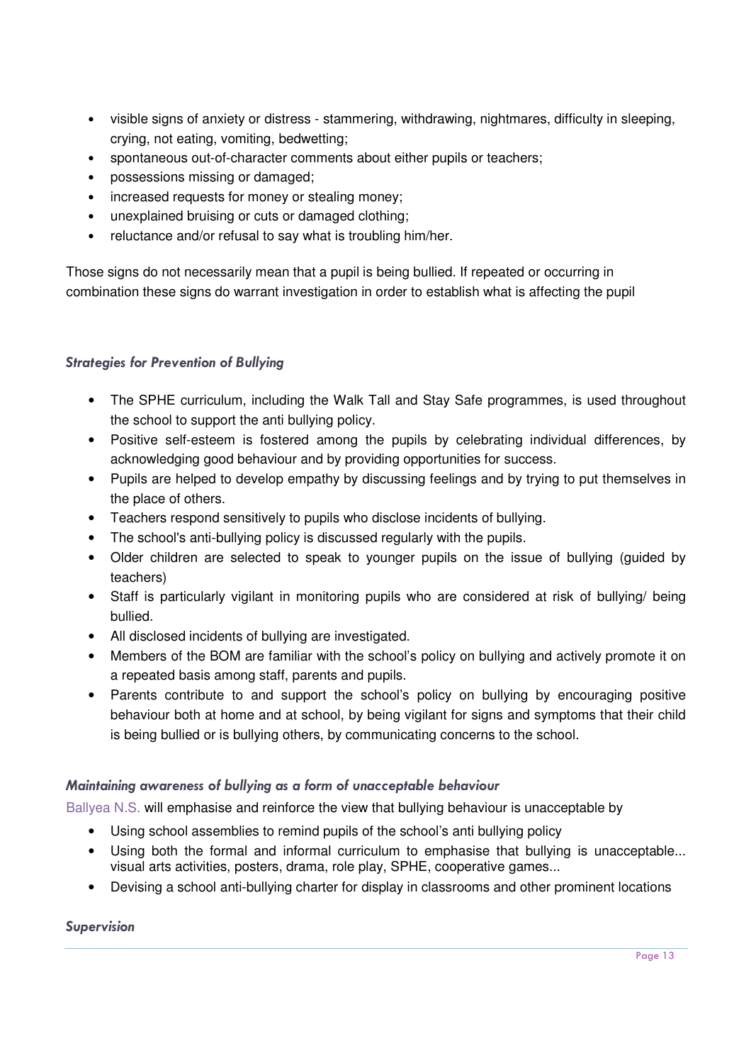- visible signs of anxiety or distress - stammering, withdrawing, nightmares, difficulty in sleeping, crying, not eating, vomiting, bedwetting;
- spontaneous out-of-character comments about either pupils or teachers;
- possessions missing or damaged;
- increased requests for money or stealing money;
- unexplained bruising or cuts or damaged clothing;
- reluctance and/or refusal to say what is troubling him/her.

Those signs do not necessarily mean that a pupil is being bullied. If repeated or occurring in combination these signs do warrant investigation in order to establish what is affecting the pupil

### *Strategies for Prevention of Bullying*

- The SPHE curriculum, including the Walk Tall and Stay Safe programmes, is used throughout the school to support the anti bullying policy.
- Positive self-esteem is fostered among the pupils by celebrating individual differences, by acknowledging good behaviour and by providing opportunities for success.
- Pupils are helped to develop empathy by discussing feelings and by trying to put themselves in the place of others.
- Teachers respond sensitively to pupils who disclose incidents of bullying.
- The school's anti-bullying policy is discussed regularly with the pupils.
- Older children are selected to speak to younger pupils on the issue of bullying (guided by teachers)
- Staff is particularly vigilant in monitoring pupils who are considered at risk of bullying/ being bullied.
- All disclosed incidents of bullying are investigated.
- Members of the BOM are familiar with the school's policy on bullying and actively promote it on a repeated basis among staff, parents and pupils.
- Parents contribute to and support the school's policy on bullying by encouraging positive behaviour both at home and at school, by being vigilant for signs and symptoms that their child is being bullied or is bullying others, by communicating concerns to the school.

### *Maintaining awareness of bullying as a form of unacceptable behaviour*

Ballyea N.S. will emphasise and reinforce the view that bullying behaviour is unacceptable by

- Using school assemblies to remind pupils of the school's anti bullying policy
- Using both the formal and informal curriculum to emphasise that bullying is unacceptable... visual arts activities, posters, drama, role play, SPHE, cooperative games...
- Devising a school anti-bullying charter for display in classrooms and other prominent locations

### *Supervision*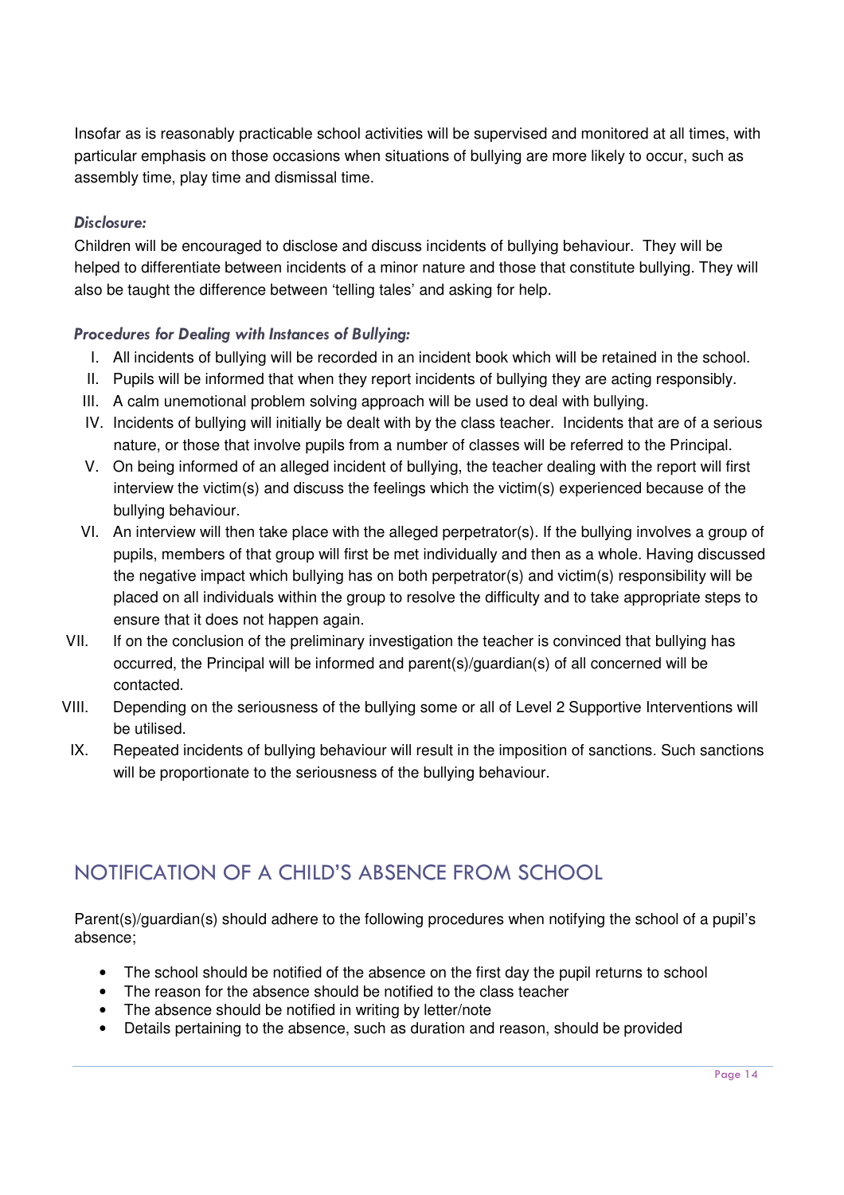Insofar as is reasonably practicable school activities will be supervised and monitored at all times, with particular emphasis on those occasions when situations of bullying are more likely to occur, such as assembly time, play time and dismissal time.

### *Disclosure:*

Children will be encouraged to disclose and discuss incidents of bullying behaviour. They will be helped to differentiate between incidents of a minor nature and those that constitute bullying. They will also be taught the difference between 'telling tales' and asking for help.

### *Procedures for Dealing with Instances of Bullying:*

- I. All incidents of bullying will be recorded in an incident book which will be retained in the school.
- II. Pupils will be informed that when they report incidents of bullying they are acting responsibly.
- III. A calm unemotional problem solving approach will be used to deal with bullying.
- IV. Incidents of bullying will initially be dealt with by the class teacher. Incidents that are of a serious nature, or those that involve pupils from a number of classes will be referred to the Principal.
- V. On being informed of an alleged incident of bullying, the teacher dealing with the report will first interview the victim(s) and discuss the feelings which the victim(s) experienced because of the bullying behaviour.
- VI. An interview will then take place with the alleged perpetrator(s). If the bullying involves a group of pupils, members of that group will first be met individually and then as a whole. Having discussed the negative impact which bullying has on both perpetrator(s) and victim(s) responsibility will be placed on all individuals within the group to resolve the difficulty and to take appropriate steps to ensure that it does not happen again.
- VII. If on the conclusion of the preliminary investigation the teacher is convinced that bullying has occurred, the Principal will be informed and parent(s)/guardian(s) of all concerned will be contacted.
- VIII. Depending on the seriousness of the bullying some or all of Level 2 Supportive Interventions will be utilised.
- IX. Repeated incidents of bullying behaviour will result in the imposition of sanctions. Such sanctions will be proportionate to the seriousness of the bullying behaviour.

## NOTIFICATION OF A CHILD'S ABSENCE FROM SCHOOL

Parent(s)/guardian(s) should adhere to the following procedures when notifying the school of a pupil's absence;

- The school should be notified of the absence on the first day the pupil returns to school
- The reason for the absence should be notified to the class teacher
- The absence should be notified in writing by letter/note
- Details pertaining to the absence, such as duration and reason, should be provided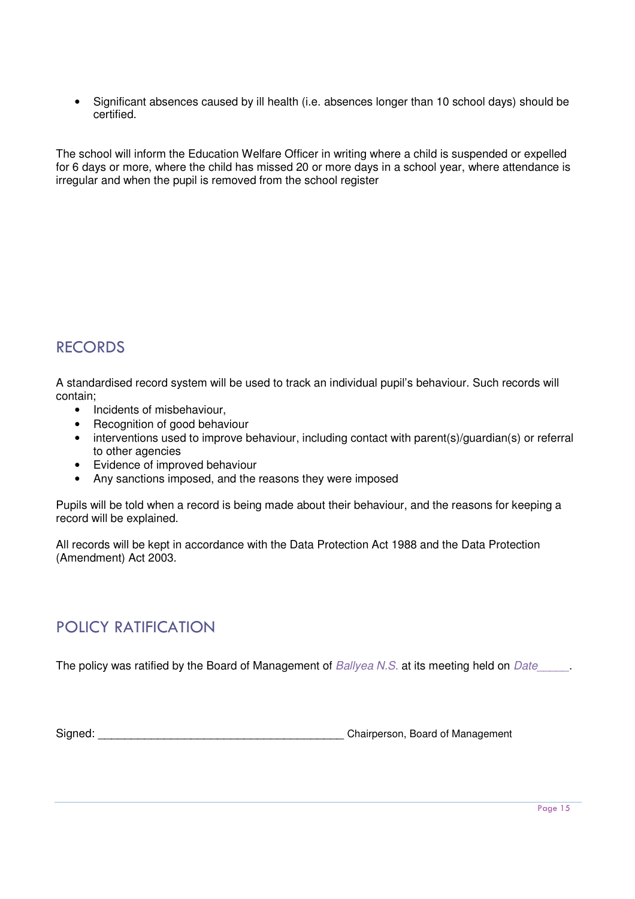- Significant absences caused by ill health (i.e. absences longer than 10 school days) should be certified.

The school will inform the Education Welfare Officer in writing where a child is suspended or expelled for 6 days or more, where the child has missed 20 or more days in a school year, where attendance is irregular and when the pupil is removed from the school register

## RECORDS

A standardised record system will be used to track an individual pupil's behaviour. Such records will contain;

- Incidents of misbehaviour,
- Recognition of good behaviour
- interventions used to improve behaviour, including contact with parent(s)/guardian(s) or referral to other agencies
- Evidence of improved behaviour
- Any sanctions imposed, and the reasons they were imposed

Pupils will be told when a record is being made about their behaviour, and the reasons for keeping a record will be explained.

All records will be kept in accordance with the Data Protection Act 1988 and the Data Protection (Amendment) Act 2003.

## POLICY RATIFICATION

The policy was ratified by the Board of Management of *Ballyea N.S.* at its meeting held on *Date_____*.

Signed: ________________________________________ Chairperson, Board of Management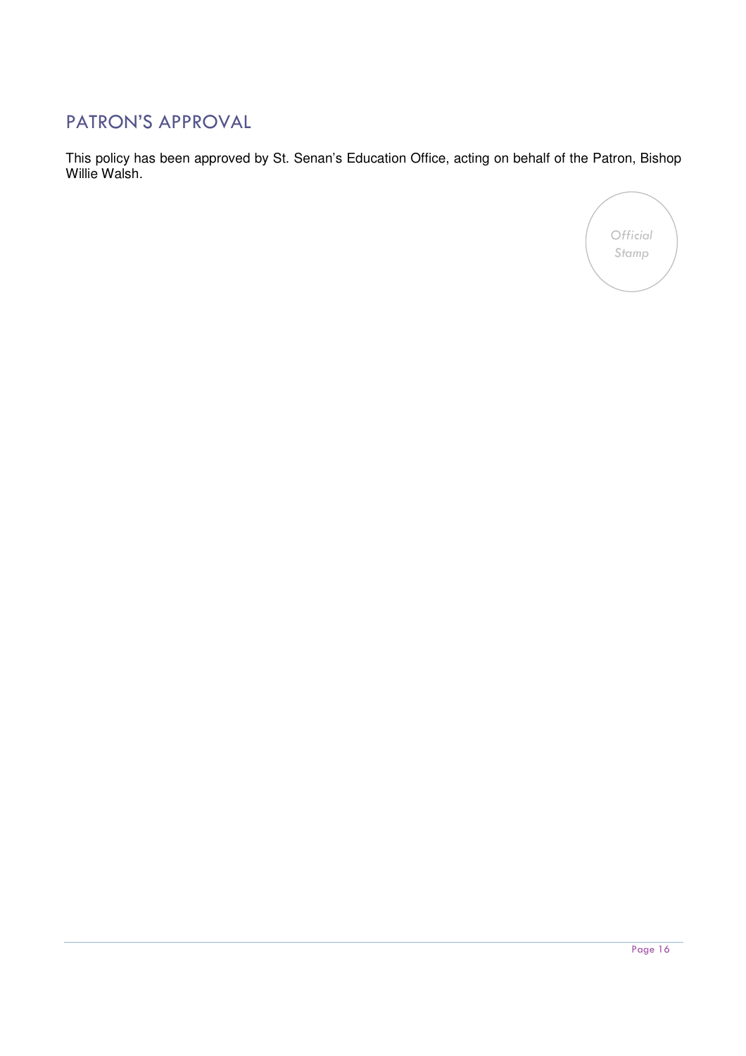## PATRON'S APPROVAL

This policy has been approved by St. Senan's Education Office, acting on behalf of the Patron, Bishop Willie Walsh.

Official Stamp